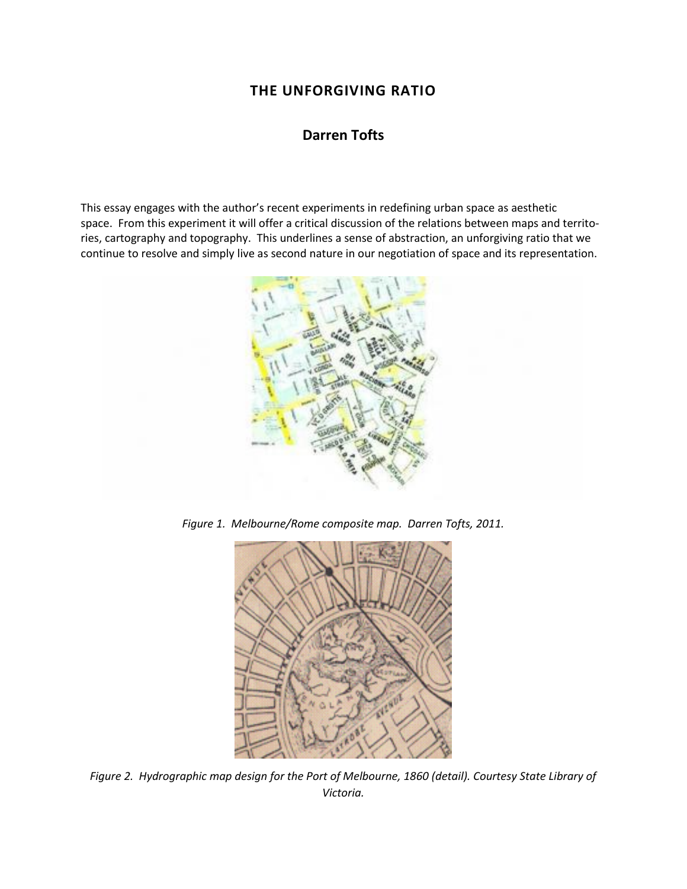# THE UNFORGIVING RATIO

## Darren Tofts

This essay engages with the author's recent experiments in redefining urban space as aesthetic space. From this experiment it will offer a critical discussion of the relations between maps and territories, cartography and topography. This underlines a sense of abstraction, an unforgiving ratio that we continue to resolve and simply live as second nature in our negotiation of space and its representation.

*Figure 1. Melbourne/Rome composite map. Darren Tofts, 2011.*

*Figure 2. Hydrographic map design for the Port of Melbourne, 1860 (detail). Courtesy State Library of Victoria.*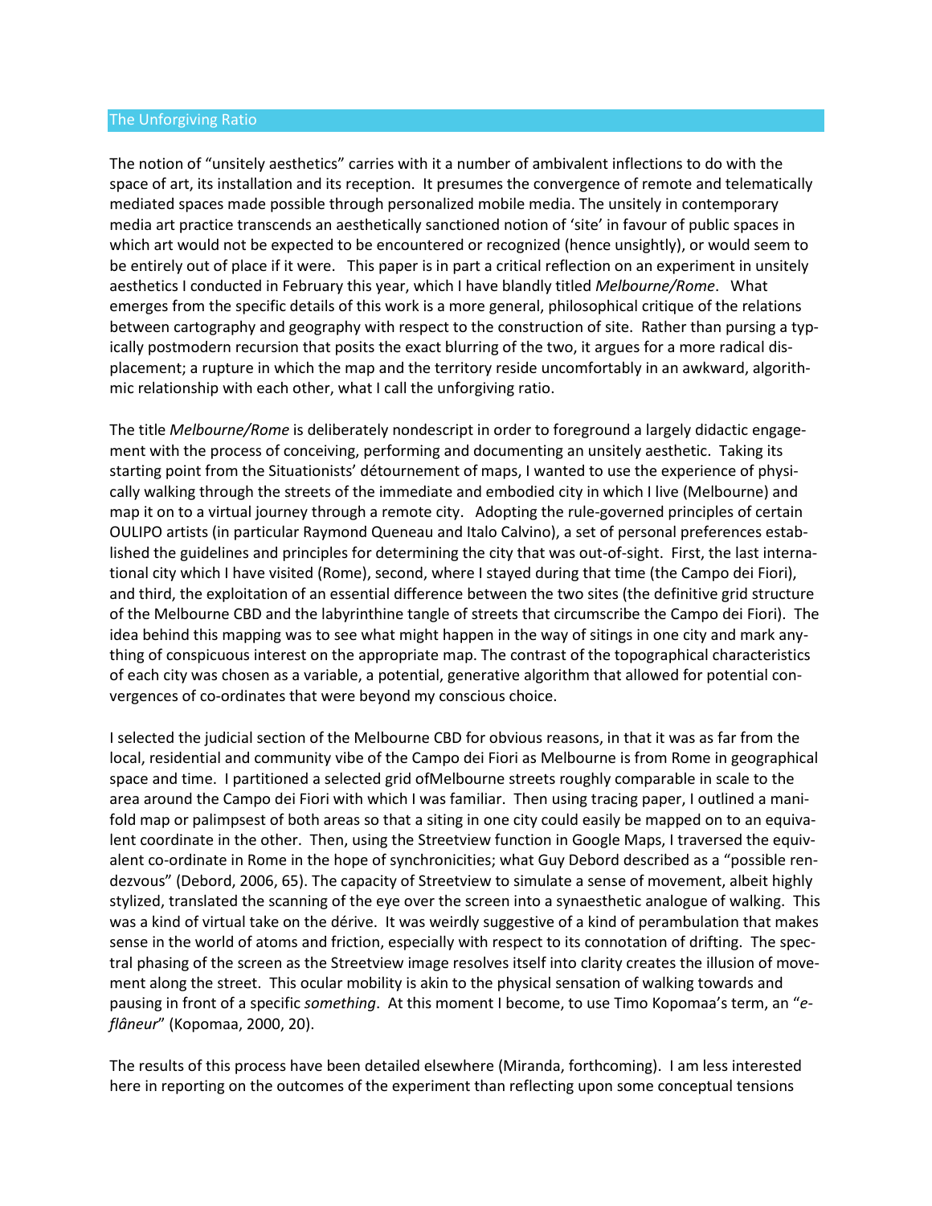## The Unforgiving Ratio

The notion of "unsitely aesthetics" carries with it a number of ambivalent inflections to do with the space of art, its installation and its reception. It presumes the convergence of remote and telematically mediated spaces made possible through personalized mobile media. The unsitely in contemporary media art practice transcends an aesthetically sanctioned notion of 'site' in favour of public spaces in which art would not be expected to be encountered or recognized (hence unsightly), or would seem to be entirely out of place if it were. This paper is in part a critical reflection on an experiment in unsitely aesthetics I conducted in February this year, which I have blandly titled *Melbourne/Rome*. What emerges from the specific details of this work is a more general, philosophical critique of the relations between cartography and geography with respect to the construction of site. Rather than pursing a typically postmodern recursion that posits the exact blurring of the two, it argues for a more radical displacement; a rupture in which the map and the territory reside uncomfortably in an awkward, algorithmic relationship with each other, what I call the unforgiving ratio.

The title *Melbourne/Rome* is deliberately nondescript in order to foreground a largely didactic engagement with the process of conceiving, performing and documenting an unsitely aesthetic. Taking its starting point from the Situationists' détournement of maps, I wanted to use the experience of physically walking through the streets of the immediate and embodied city in which I live (Melbourne) and map it on to a virtual journey through a remote city. Adopting the rule-governed principles of certain OULIPO artists (in particular Raymond Queneau and Italo Calvino), a set of personal preferences established the guidelines and principles for determining the city that was out-of-sight. First, the last international city which I have visited (Rome), second, where I stayed during that time (the Campo dei Fiori), and third, the exploitation of an essential difference between the two sites (the definitive grid structure of the Melbourne CBD and the labyrinthine tangle of streets that circumscribe the Campo dei Fiori). The idea behind this mapping was to see what might happen in the way of sitings in one city and mark anything of conspicuous interest on the appropriate map. The contrast of the topographical characteristics of each city was chosen as a variable, a potential, generative algorithm that allowed for potential convergences of co-ordinates that were beyond my conscious choice.

I selected the judicial section of the Melbourne CBD for obvious reasons, in that it was as far from the local, residential and community vibe of the Campo dei Fiori as Melbourne is from Rome in geographical space and time. I partitioned a selected grid ofMelbourne streets roughly comparable in scale to the area around the Campo dei Fiori with which I was familiar. Then using tracing paper, I outlined a manifold map or palimpsest of both areas so that a siting in one city could easily be mapped on to an equivalent coordinate in the other. Then, using the Streetview function in Google Maps, I traversed the equivalent co-ordinate in Rome in the hope of synchronicities; what Guy Debord described as a "possible rendezvous" (Debord, 2006, 65). The capacity of Streetview to simulate a sense of movement, albeit highly stylized, translated the scanning of the eye over the screen into a synaesthetic analogue of walking. This was a kind of virtual take on the dérive. It was weirdly suggestive of a kind of perambulation that makes sense in the world of atoms and friction, especially with respect to its connotation of drifting. The spectral phasing of the screen as the Streetview image resolves itself into clarity creates the illusion of movement along the street. This ocular mobility is akin to the physical sensation of walking towards and pausing in front of a specific *something*. At this moment I become, to use Timo Kopomaa's term, an "*e-flâneur*" (Kopomaa, 2000, 20).

The results of this process have been detailed elsewhere (Miranda, forthcoming). I am less interested here in reporting on the outcomes of the experiment than reflecting upon some conceptual tensions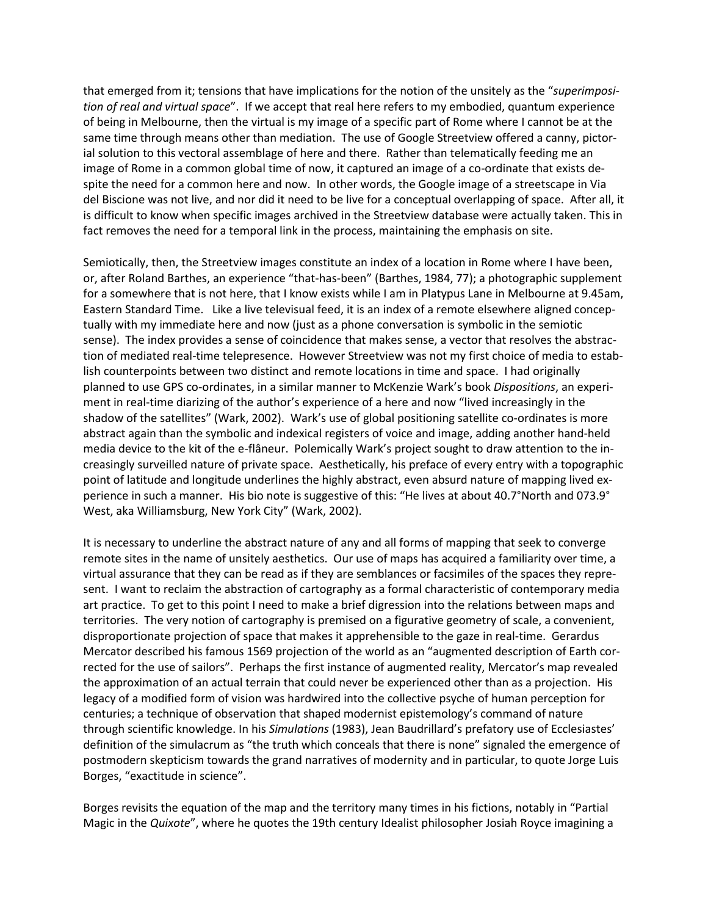that emerged from it; tensions that have implications for the notion of the unsitely as the "*superimposition of real and virtual space*". If we accept that real here refers to my embodied, quantum experience of being in Melbourne, then the virtual is my image of a specific part of Rome where I cannot be at the same time through means other than mediation. The use of Google Streetview offered a canny, pictorial solution to this vectoral assemblage of here and there. Rather than telematically feeding me an image of Rome in a common global time of now, it captured an image of a co-ordinate that exists despite the need for a common here and now. In other words, the Google image of a streetscape in Via del Biscione was not live, and nor did it need to be live for a conceptual overlapping of space. After all, it is difficult to know when specific images archived in the Streetview database were actually taken. This in fact removes the need for a temporal link in the process, maintaining the emphasis on site.

Semiotically, then, the Streetview images constitute an index of a location in Rome where I have been, or, after Roland Barthes, an experience "that-has-been" (Barthes, 1984, 77); a photographic supplement for a somewhere that is not here, that I know exists while I am in Platypus Lane in Melbourne at 9.45am, Eastern Standard Time. Like a live televisual feed, it is an index of a remote elsewhere aligned conceptually with my immediate here and now (just as a phone conversation is symbolic in the semiotic sense). The index provides a sense of coincidence that makes sense, a vector that resolves the abstraction of mediated real-time telepresence. However Streetview was not my first choice of media to establish counterpoints between two distinct and remote locations in time and space. I had originally planned to use GPS co-ordinates, in a similar manner to McKenzie Wark's book *Dispositions*, an experiment in real-time diarizing of the author's experience of a here and now "lived increasingly in the shadow of the satellites" (Wark, 2002). Wark's use of global positioning satellite co-ordinates is more abstract again than the symbolic and indexical registers of voice and image, adding another hand-held media device to the kit of the e-flâneur. Polemically Wark's project sought to draw attention to the increasingly surveilled nature of private space. Aesthetically, his preface of every entry with a topographic point of latitude and longitude underlines the highly abstract, even absurd nature of mapping lived experience in such a manner. His bio note is suggestive of this: "He lives at about 40.7°North and 073.9° West, aka Williamsburg, New York City" (Wark, 2002).

It is necessary to underline the abstract nature of any and all forms of mapping that seek to converge remote sites in the name of unsitely aesthetics. Our use of maps has acquired a familiarity over time, a virtual assurance that they can be read as if they are semblances or facsimiles of the spaces they represent. I want to reclaim the abstraction of cartography as a formal characteristic of contemporary media art practice. To get to this point I need to make a brief digression into the relations between maps and territories. The very notion of cartography is premised on a figurative geometry of scale, a convenient, disproportionate projection of space that makes it apprehensible to the gaze in real-time. Gerardus Mercator described his famous 1569 projection of the world as an "augmented description of Earth corrected for the use of sailors". Perhaps the first instance of augmented reality, Mercator's map revealed the approximation of an actual terrain that could never be experienced other than as a projection. His legacy of a modified form of vision was hardwired into the collective psyche of human perception for centuries; a technique of observation that shaped modernist epistemology's command of nature through scientific knowledge. In his *Simulations* (1983), Jean Baudrillard's prefatory use of Ecclesiastes' definition of the simulacrum as "the truth which conceals that there is none" signaled the emergence of postmodern skepticism towards the grand narratives of modernity and in particular, to quote Jorge Luis Borges, "exactitude in science".

Borges revisits the equation of the map and the territory many times in his fictions, notably in "Partial Magic in the *Quixote*", where he quotes the 19th century Idealist philosopher Josiah Royce imagining a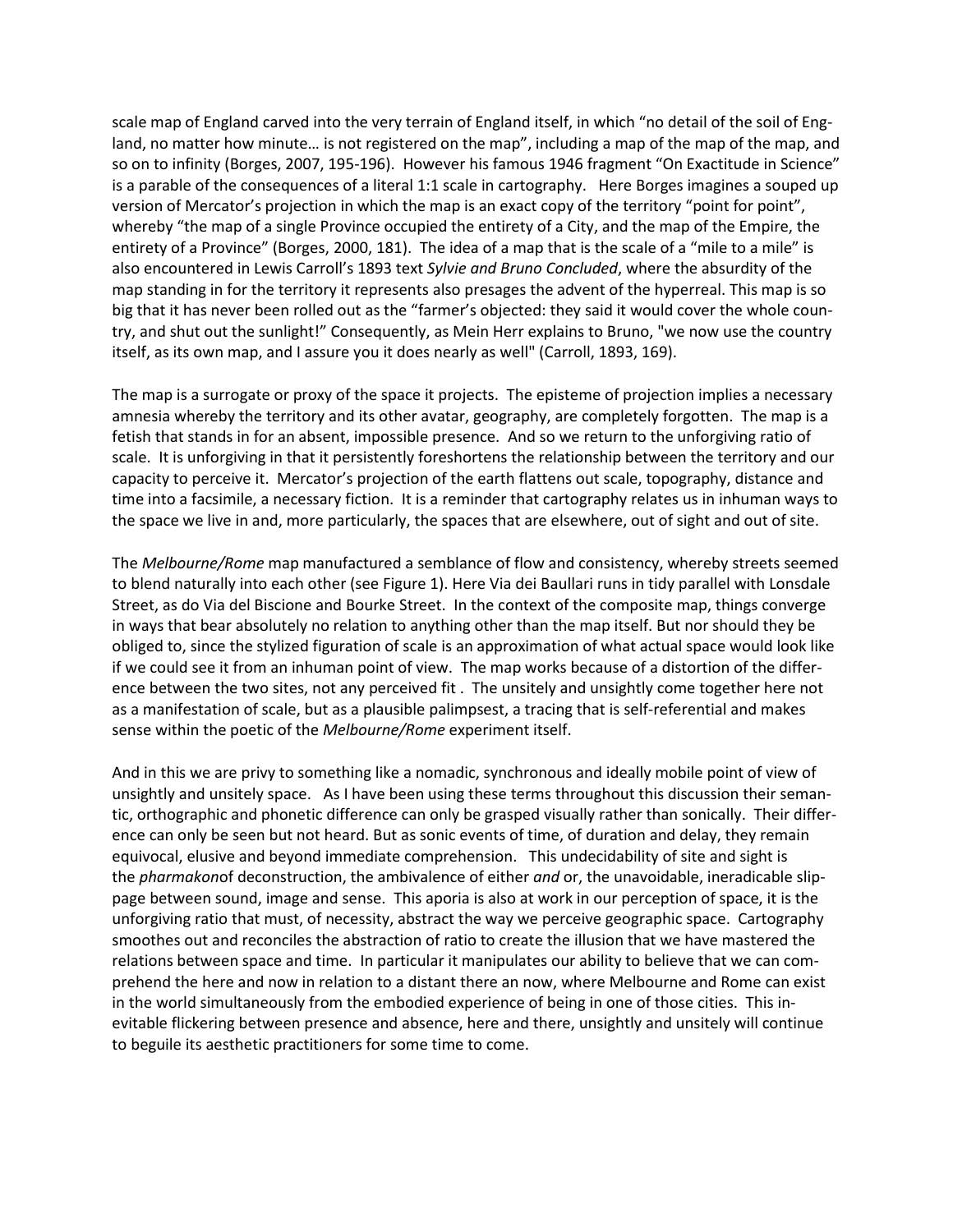scale map of England carved into the very terrain of England itself, in which "no detail of the soil of England, no matter how minute… is not registered on the map", including a map of the map of the map, and so on to infinity (Borges, 2007, 195-196). However his famous 1946 fragment "On Exactitude in Science" is a parable of the consequences of a literal 1:1 scale in cartography. Here Borges imagines a souped up version of Mercator's projection in which the map is an exact copy of the territory "point for point", whereby "the map of a single Province occupied the entirety of a City, and the map of the Empire, the entirety of a Province" (Borges, 2000, 181). The idea of a map that is the scale of a "mile to a mile" is also encountered in Lewis Carroll's 1893 text *Sylvie and Bruno Concluded*, where the absurdity of the map standing in for the territory it represents also presages the advent of the hyperreal. This map is so big that it has never been rolled out as the "farmer's objected: they said it would cover the whole country, and shut out the sunlight!" Consequently, as Mein Herr explains to Bruno, "we now use the country itself, as its own map, and I assure you it does nearly as well" (Carroll, 1893, 169).

The map is a surrogate or proxy of the space it projects. The episteme of projection implies a necessary amnesia whereby the territory and its other avatar, geography, are completely forgotten. The map is a fetish that stands in for an absent, impossible presence. And so we return to the unforgiving ratio of scale. It is unforgiving in that it persistently foreshortens the relationship between the territory and our capacity to perceive it. Mercator's projection of the earth flattens out scale, topography, distance and time into a facsimile, a necessary fiction. It is a reminder that cartography relates us in inhuman ways to the space we live in and, more particularly, the spaces that are elsewhere, out of sight and out of site.

The *Melbourne/Rome* map manufactured a semblance of flow and consistency, whereby streets seemed to blend naturally into each other (see Figure 1). Here Via dei Baullari runs in tidy parallel with Lonsdale Street, as do Via del Biscione and Bourke Street. In the context of the composite map, things converge in ways that bear absolutely no relation to anything other than the map itself. But nor should they be obliged to, since the stylized figuration of scale is an approximation of what actual space would look like if we could see it from an inhuman point of view. The map works because of a distortion of the difference between the two sites, not any perceived fit . The unsitely and unsightly come together here not as a manifestation of scale, but as a plausible palimpsest, a tracing that is self-referential and makes sense within the poetic of the *Melbourne/Rome* experiment itself.

And in this we are privy to something like a nomadic, synchronous and ideally mobile point of view of unsightly and unsitely space. As I have been using these terms throughout this discussion their semantic, orthographic and phonetic difference can only be grasped visually rather than sonically. Their difference can only be seen but not heard. But as sonic events of time, of duration and delay, they remain equivocal, elusive and beyond immediate comprehension. This undecidability of site and sight is the *pharmakon*of deconstruction, the ambivalence of either *and* or, the unavoidable, ineradicable slippage between sound, image and sense. This aporia is also at work in our perception of space, it is the unforgiving ratio that must, of necessity, abstract the way we perceive geographic space. Cartography smoothes out and reconciles the abstraction of ratio to create the illusion that we have mastered the relations between space and time. In particular it manipulates our ability to believe that we can comprehend the here and now in relation to a distant there an now, where Melbourne and Rome can exist in the world simultaneously from the embodied experience of being in one of those cities. This inevitable flickering between presence and absence, here and there, unsightly and unsitely will continue to beguile its aesthetic practitioners for some time to come.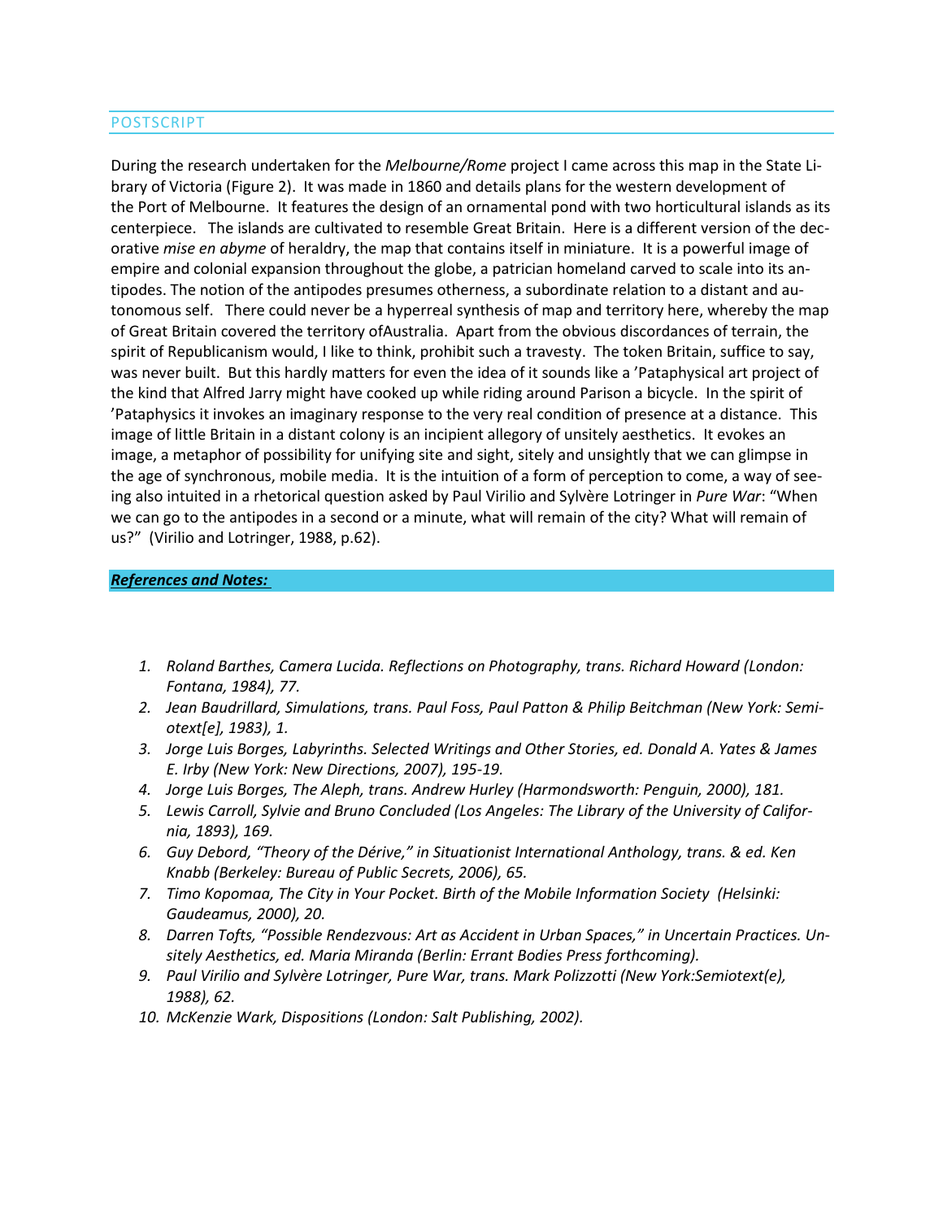## POSTSCRIPT

During the research undertaken for the *Melbourne/Rome* project I came across this map in the State Library of Victoria (Figure 2). It was made in 1860 and details plans for the western development of the Port of Melbourne. It features the design of an ornamental pond with two horticultural islands as its centerpiece. The islands are cultivated to resemble Great Britain. Here is a different version of the decorative *mise en abyme* of heraldry, the map that contains itself in miniature. It is a powerful image of empire and colonial expansion throughout the globe, a patrician homeland carved to scale into its antipodes. The notion of the antipodes presumes otherness, a subordinate relation to a distant and autonomous self. There could never be a hyperreal synthesis of map and territory here, whereby the map of Great Britain covered the territory ofAustralia. Apart from the obvious discordances of terrain, the spirit of Republicanism would, I like to think, prohibit such a travesty. The token Britain, suffice to say, was never built. But this hardly matters for even the idea of it sounds like a 'Pataphysical art project of the kind that Alfred Jarry might have cooked up while riding around Parison a bicycle. In the spirit of 'Pataphysics it invokes an imaginary response to the very real condition of presence at a distance. This image of little Britain in a distant colony is an incipient allegory of unsitely aesthetics. It evokes an image, a metaphor of possibility for unifying site and sight, sitely and unsightly that we can glimpse in the age of synchronous, mobile media. It is the intuition of a form of perception to come, a way of seeing also intuited in a rhetorical question asked by Paul Virilio and Sylvère Lotringer in *Pure War*: "When we can go to the antipodes in a second or a minute, what will remain of the city? What will remain of us?" (Virilio and Lotringer, 1988, p.62).

***References and Notes:***

1. *Roland Barthes, Camera Lucida. Reflections on Photography, trans. Richard Howard (London: Fontana, 1984), 77.*
2. *Jean Baudrillard, Simulations, trans. Paul Foss, Paul Patton & Philip Beitchman (New York: Semiotext[e], 1983), 1.*
3. *Jorge Luis Borges, Labyrinths. Selected Writings and Other Stories, ed. Donald A. Yates & James E. Irby (New York: New Directions, 2007), 195-19.*
4. *Jorge Luis Borges, The Aleph, trans. Andrew Hurley (Harmondsworth: Penguin, 2000), 181.*
5. *Lewis Carroll, Sylvie and Bruno Concluded (Los Angeles: The Library of the University of California, 1893), 169.*
6. *Guy Debord, "Theory of the Dérive," in Situationist International Anthology, trans. & ed. Ken Knabb (Berkeley: Bureau of Public Secrets, 2006), 65.*
7. *Timo Kopomaa, The City in Your Pocket. Birth of the Mobile Information Society (Helsinki: Gaudeamus, 2000), 20.*
8. *Darren Tofts, "Possible Rendezvous: Art as Accident in Urban Spaces," in Uncertain Practices. Unsitely Aesthetics, ed. Maria Miranda (Berlin: Errant Bodies Press forthcoming).*
9. *Paul Virilio and Sylvère Lotringer, Pure War, trans. Mark Polizzotti (New York:Semiotext(e), 1988), 62.*
10. *McKenzie Wark, Dispositions (London: Salt Publishing, 2002).*